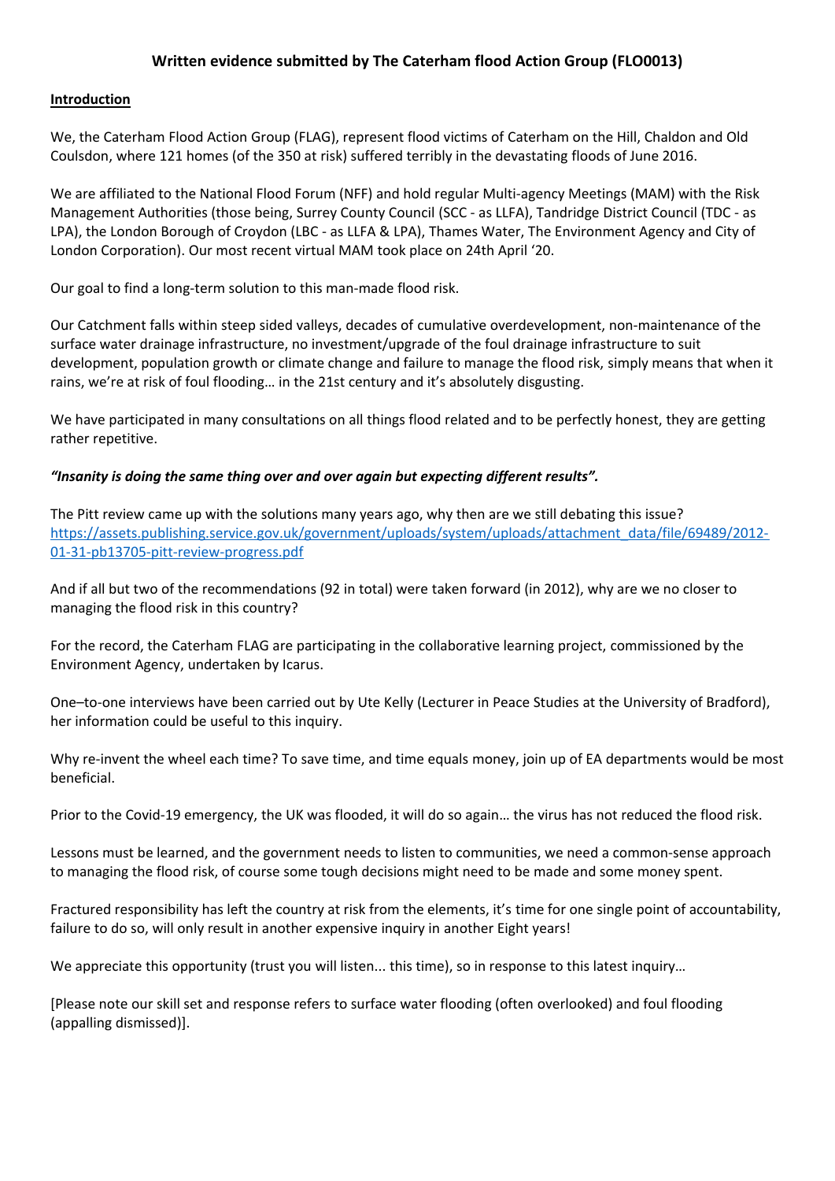# Written evidence submitted by The Caterham flood Action Group (FLO0013)

## Introduction

We, the Caterham Flood Action Group (FLAG), represent flood victims of Caterham on the Hill, Chaldon and Old Coulsdon, where 121 homes (of the 350 at risk) suffered terribly in the devastating floods of June 2016.

We are affiliated to the National Flood Forum (NFF) and hold regular Multi-agency Meetings (MAM) with the Risk Management Authorities (those being, Surrey County Council (SCC - as LLFA), Tandridge District Council (TDC - as LPA), the London Borough of Croydon (LBC - as LLFA & LPA), Thames Water, The Environment Agency and City of London Corporation). Our most recent virtual MAM took place on 24th April '20.

Our goal to find a long-term solution to this man-made flood risk.

Our Catchment falls within steep sided valleys, decades of cumulative overdevelopment, non-maintenance of the surface water drainage infrastructure, no investment/upgrade of the foul drainage infrastructure to suit development, population growth or climate change and failure to manage the flood risk, simply means that when it rains, we're at risk of foul flooding… in the 21st century and it's absolutely disgusting.

We have participated in many consultations on all things flood related and to be perfectly honest, they are getting rather repetitive.

***"Insanity is doing the same thing over and over again but expecting different results".***

The Pitt review came up with the solutions many years ago, why then are we still debating this issue? https://assets.publishing.service.gov.uk/government/uploads/system/uploads/attachment_data/file/69489/2012-01-31-pb13705-pitt-review-progress.pdf

And if all but two of the recommendations (92 in total) were taken forward (in 2012), why are we no closer to managing the flood risk in this country?

For the record, the Caterham FLAG are participating in the collaborative learning project, commissioned by the Environment Agency, undertaken by Icarus.

One–to-one interviews have been carried out by Ute Kelly (Lecturer in Peace Studies at the University of Bradford), her information could be useful to this inquiry.

Why re-invent the wheel each time? To save time, and time equals money, join up of EA departments would be most beneficial.

Prior to the Covid-19 emergency, the UK was flooded, it will do so again… the virus has not reduced the flood risk.

Lessons must be learned, and the government needs to listen to communities, we need a common-sense approach to managing the flood risk, of course some tough decisions might need to be made and some money spent.

Fractured responsibility has left the country at risk from the elements, it's time for one single point of accountability, failure to do so, will only result in another expensive inquiry in another Eight years!

We appreciate this opportunity (trust you will listen... this time), so in response to this latest inquiry…

[Please note our skill set and response refers to surface water flooding (often overlooked) and foul flooding (appalling dismissed)].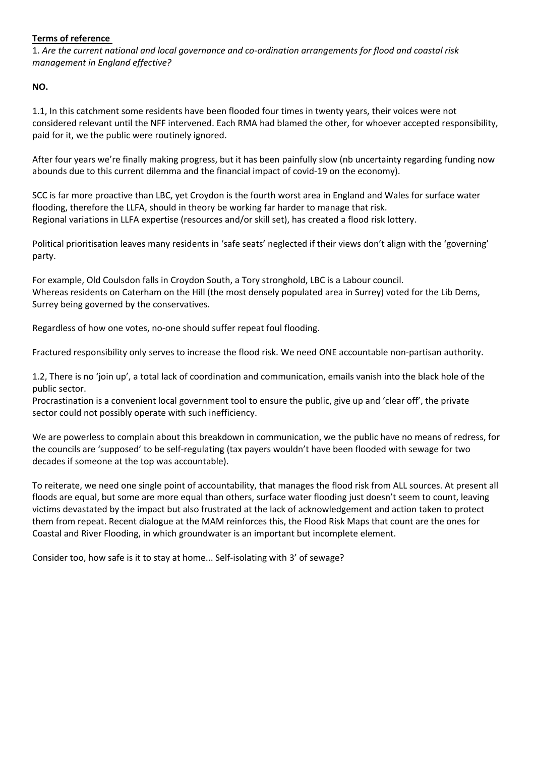**Terms of reference**

1. *Are the current national and local governance and co-ordination arrangements for flood and coastal risk management in England effective?*

**NO.**

1.1, In this catchment some residents have been flooded four times in twenty years, their voices were not considered relevant until the NFF intervened. Each RMA had blamed the other, for whoever accepted responsibility, paid for it, we the public were routinely ignored.

After four years we're finally making progress, but it has been painfully slow (nb uncertainty regarding funding now abounds due to this current dilemma and the financial impact of covid-19 on the economy).

SCC is far more proactive than LBC, yet Croydon is the fourth worst area in England and Wales for surface water flooding, therefore the LLFA, should in theory be working far harder to manage that risk.
Regional variations in LLFA expertise (resources and/or skill set), has created a flood risk lottery.

Political prioritisation leaves many residents in 'safe seats' neglected if their views don't align with the 'governing' party.

For example, Old Coulsdon falls in Croydon South, a Tory stronghold, LBC is a Labour council.
Whereas residents on Caterham on the Hill (the most densely populated area in Surrey) voted for the Lib Dems, Surrey being governed by the conservatives.

Regardless of how one votes, no-one should suffer repeat foul flooding.

Fractured responsibility only serves to increase the flood risk. We need ONE accountable non-partisan authority.

1.2, There is no 'join up', a total lack of coordination and communication, emails vanish into the black hole of the public sector.
Procrastination is a convenient local government tool to ensure the public, give up and 'clear off', the private sector could not possibly operate with such inefficiency.

We are powerless to complain about this breakdown in communication, we the public have no means of redress, for the councils are 'supposed' to be self-regulating (tax payers wouldn't have been flooded with sewage for two decades if someone at the top was accountable).

To reiterate, we need one single point of accountability, that manages the flood risk from ALL sources. At present all floods are equal, but some are more equal than others, surface water flooding just doesn't seem to count, leaving victims devastated by the impact but also frustrated at the lack of acknowledgement and action taken to protect them from repeat. Recent dialogue at the MAM reinforces this, the Flood Risk Maps that count are the ones for Coastal and River Flooding, in which groundwater is an important but incomplete element.

Consider too, how safe is it to stay at home... Self-isolating with 3' of sewage?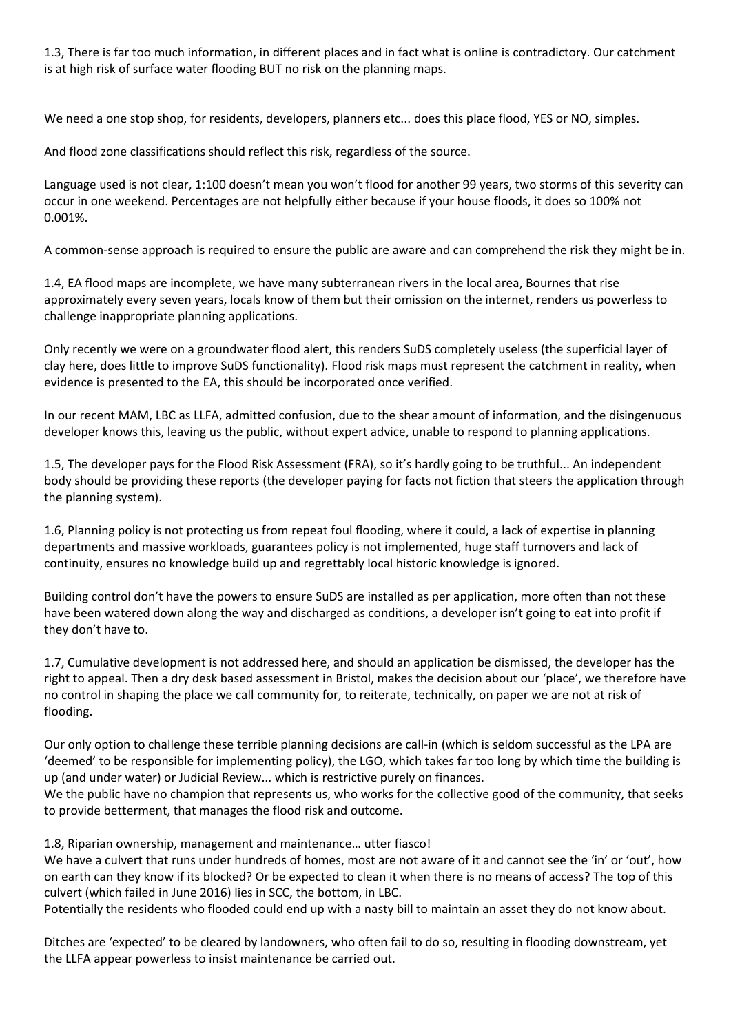1.3, There is far too much information, in different places and in fact what is online is contradictory. Our catchment is at high risk of surface water flooding BUT no risk on the planning maps.

We need a one stop shop, for residents, developers, planners etc... does this place flood, YES or NO, simples.

And flood zone classifications should reflect this risk, regardless of the source.

Language used is not clear, 1:100 doesn't mean you won't flood for another 99 years, two storms of this severity can occur in one weekend. Percentages are not helpfully either because if your house floods, it does so 100% not 0.001%.

A common-sense approach is required to ensure the public are aware and can comprehend the risk they might be in.

1.4, EA flood maps are incomplete, we have many subterranean rivers in the local area, Bournes that rise approximately every seven years, locals know of them but their omission on the internet, renders us powerless to challenge inappropriate planning applications.

Only recently we were on a groundwater flood alert, this renders SuDS completely useless (the superficial layer of clay here, does little to improve SuDS functionality). Flood risk maps must represent the catchment in reality, when evidence is presented to the EA, this should be incorporated once verified.

In our recent MAM, LBC as LLFA, admitted confusion, due to the shear amount of information, and the disingenuous developer knows this, leaving us the public, without expert advice, unable to respond to planning applications.

1.5, The developer pays for the Flood Risk Assessment (FRA), so it's hardly going to be truthful... An independent body should be providing these reports (the developer paying for facts not fiction that steers the application through the planning system).

1.6, Planning policy is not protecting us from repeat foul flooding, where it could, a lack of expertise in planning departments and massive workloads, guarantees policy is not implemented, huge staff turnovers and lack of continuity, ensures no knowledge build up and regrettably local historic knowledge is ignored.

Building control don't have the powers to ensure SuDS are installed as per application, more often than not these have been watered down along the way and discharged as conditions, a developer isn't going to eat into profit if they don't have to.

1.7, Cumulative development is not addressed here, and should an application be dismissed, the developer has the right to appeal. Then a dry desk based assessment in Bristol, makes the decision about our 'place', we therefore have no control in shaping the place we call community for, to reiterate, technically, on paper we are not at risk of flooding.

Our only option to challenge these terrible planning decisions are call-in (which is seldom successful as the LPA are 'deemed' to be responsible for implementing policy), the LGO, which takes far too long by which time the building is up (and under water) or Judicial Review... which is restrictive purely on finances.
We the public have no champion that represents us, who works for the collective good of the community, that seeks to provide betterment, that manages the flood risk and outcome.

1.8, Riparian ownership, management and maintenance… utter fiasco!
We have a culvert that runs under hundreds of homes, most are not aware of it and cannot see the 'in' or 'out', how on earth can they know if its blocked? Or be expected to clean it when there is no means of access? The top of this culvert (which failed in June 2016) lies in SCC, the bottom, in LBC.
Potentially the residents who flooded could end up with a nasty bill to maintain an asset they do not know about.

Ditches are 'expected' to be cleared by landowners, who often fail to do so, resulting in flooding downstream, yet the LLFA appear powerless to insist maintenance be carried out.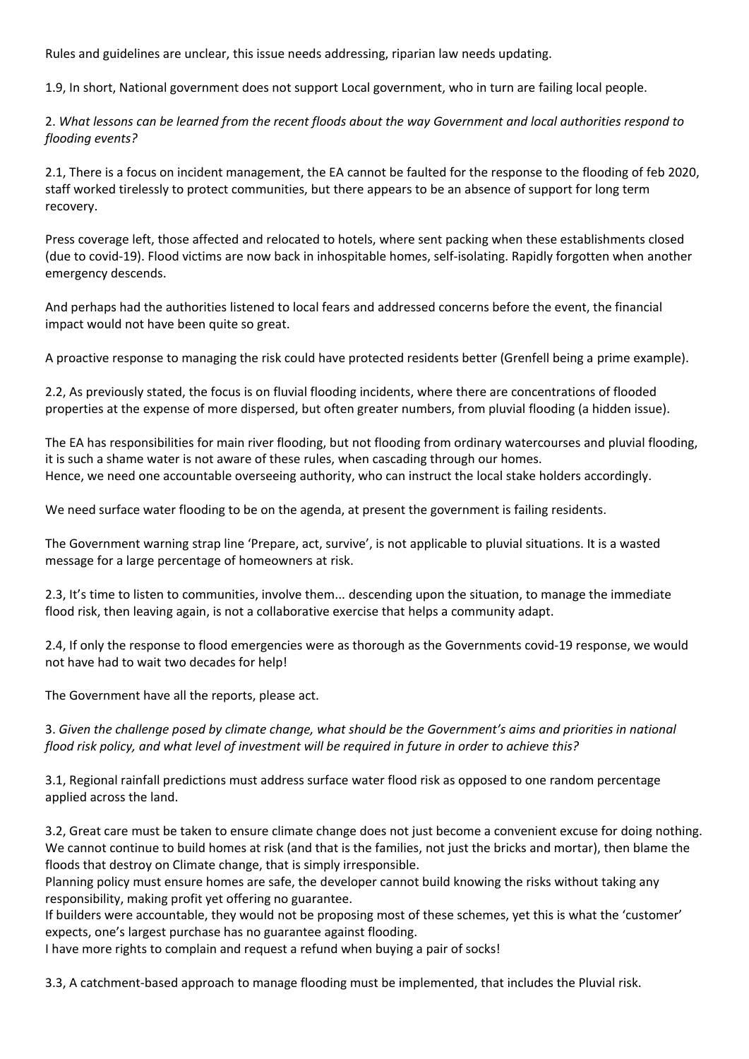Rules and guidelines are unclear, this issue needs addressing, riparian law needs updating.

1.9, In short, National government does not support Local government, who in turn are failing local people.

2. *What lessons can be learned from the recent floods about the way Government and local authorities respond to flooding events?*

2.1, There is a focus on incident management, the EA cannot be faulted for the response to the flooding of feb 2020, staff worked tirelessly to protect communities, but there appears to be an absence of support for long term recovery.

Press coverage left, those affected and relocated to hotels, where sent packing when these establishments closed (due to covid-19). Flood victims are now back in inhospitable homes, self-isolating. Rapidly forgotten when another emergency descends.

And perhaps had the authorities listened to local fears and addressed concerns before the event, the financial impact would not have been quite so great.

A proactive response to managing the risk could have protected residents better (Grenfell being a prime example).

2.2, As previously stated, the focus is on fluvial flooding incidents, where there are concentrations of flooded properties at the expense of more dispersed, but often greater numbers, from pluvial flooding (a hidden issue).

The EA has responsibilities for main river flooding, but not flooding from ordinary watercourses and pluvial flooding, it is such a shame water is not aware of these rules, when cascading through our homes.
Hence, we need one accountable overseeing authority, who can instruct the local stake holders accordingly.

We need surface water flooding to be on the agenda, at present the government is failing residents.

The Government warning strap line 'Prepare, act, survive', is not applicable to pluvial situations. It is a wasted message for a large percentage of homeowners at risk.

2.3, It's time to listen to communities, involve them... descending upon the situation, to manage the immediate flood risk, then leaving again, is not a collaborative exercise that helps a community adapt.

2.4, If only the response to flood emergencies were as thorough as the Governments covid-19 response, we would not have had to wait two decades for help!

The Government have all the reports, please act.

3. *Given the challenge posed by climate change, what should be the Government's aims and priorities in national flood risk policy, and what level of investment will be required in future in order to achieve this?*

3.1, Regional rainfall predictions must address surface water flood risk as opposed to one random percentage applied across the land.

3.2, Great care must be taken to ensure climate change does not just become a convenient excuse for doing nothing. We cannot continue to build homes at risk (and that is the families, not just the bricks and mortar), then blame the floods that destroy on Climate change, that is simply irresponsible.
Planning policy must ensure homes are safe, the developer cannot build knowing the risks without taking any responsibility, making profit yet offering no guarantee.
If builders were accountable, they would not be proposing most of these schemes, yet this is what the 'customer' expects, one's largest purchase has no guarantee against flooding.
I have more rights to complain and request a refund when buying a pair of socks!

3.3, A catchment-based approach to manage flooding must be implemented, that includes the Pluvial risk.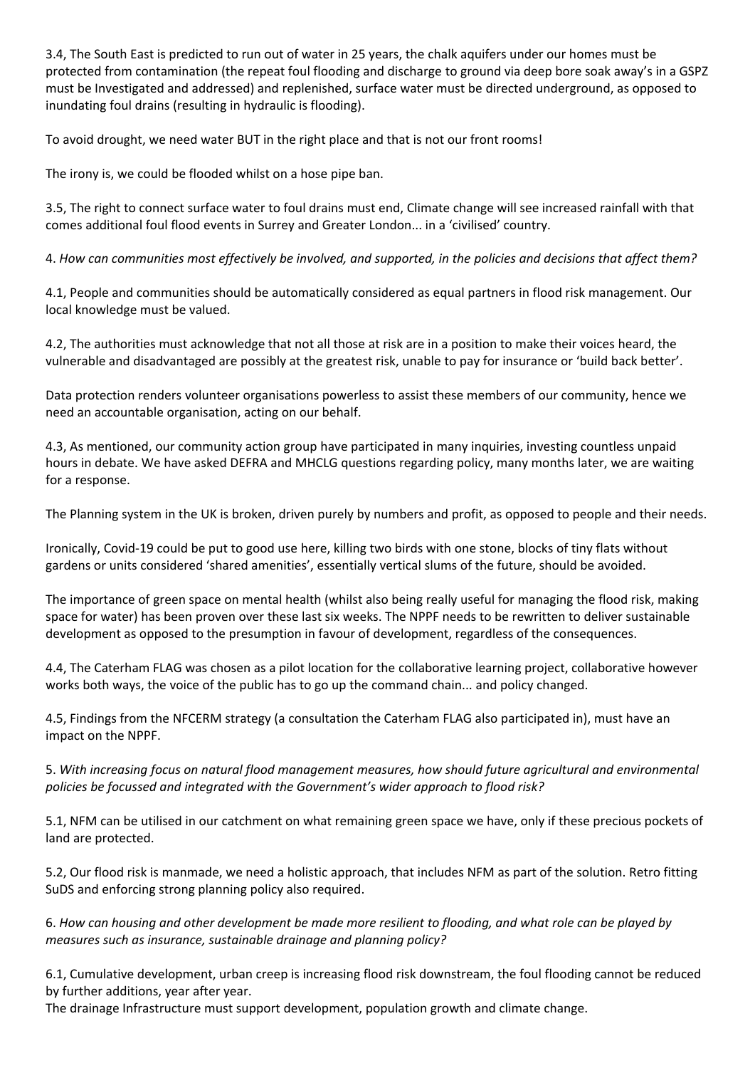3.4, The South East is predicted to run out of water in 25 years, the chalk aquifers under our homes must be protected from contamination (the repeat foul flooding and discharge to ground via deep bore soak away's in a GSPZ must be Investigated and addressed) and replenished, surface water must be directed underground, as opposed to inundating foul drains (resulting in hydraulic is flooding).

To avoid drought, we need water BUT in the right place and that is not our front rooms!

The irony is, we could be flooded whilst on a hose pipe ban.

3.5, The right to connect surface water to foul drains must end, Climate change will see increased rainfall with that comes additional foul flood events in Surrey and Greater London... in a 'civilised' country.

4. *How can communities most effectively be involved, and supported, in the policies and decisions that affect them?*

4.1, People and communities should be automatically considered as equal partners in flood risk management. Our local knowledge must be valued.

4.2, The authorities must acknowledge that not all those at risk are in a position to make their voices heard, the vulnerable and disadvantaged are possibly at the greatest risk, unable to pay for insurance or 'build back better'.

Data protection renders volunteer organisations powerless to assist these members of our community, hence we need an accountable organisation, acting on our behalf.

4.3, As mentioned, our community action group have participated in many inquiries, investing countless unpaid hours in debate. We have asked DEFRA and MHCLG questions regarding policy, many months later, we are waiting for a response.

The Planning system in the UK is broken, driven purely by numbers and profit, as opposed to people and their needs.

Ironically, Covid-19 could be put to good use here, killing two birds with one stone, blocks of tiny flats without gardens or units considered 'shared amenities', essentially vertical slums of the future, should be avoided.

The importance of green space on mental health (whilst also being really useful for managing the flood risk, making space for water) has been proven over these last six weeks. The NPPF needs to be rewritten to deliver sustainable development as opposed to the presumption in favour of development, regardless of the consequences.

4.4, The Caterham FLAG was chosen as a pilot location for the collaborative learning project, collaborative however works both ways, the voice of the public has to go up the command chain... and policy changed.

4.5, Findings from the NFCERM strategy (a consultation the Caterham FLAG also participated in), must have an impact on the NPPF.

5. *With increasing focus on natural flood management measures, how should future agricultural and environmental policies be focussed and integrated with the Government's wider approach to flood risk?*

5.1, NFM can be utilised in our catchment on what remaining green space we have, only if these precious pockets of land are protected.

5.2, Our flood risk is manmade, we need a holistic approach, that includes NFM as part of the solution. Retro fitting SuDS and enforcing strong planning policy also required.

6. *How can housing and other development be made more resilient to flooding, and what role can be played by measures such as insurance, sustainable drainage and planning policy?*

6.1, Cumulative development, urban creep is increasing flood risk downstream, the foul flooding cannot be reduced by further additions, year after year.
The drainage Infrastructure must support development, population growth and climate change.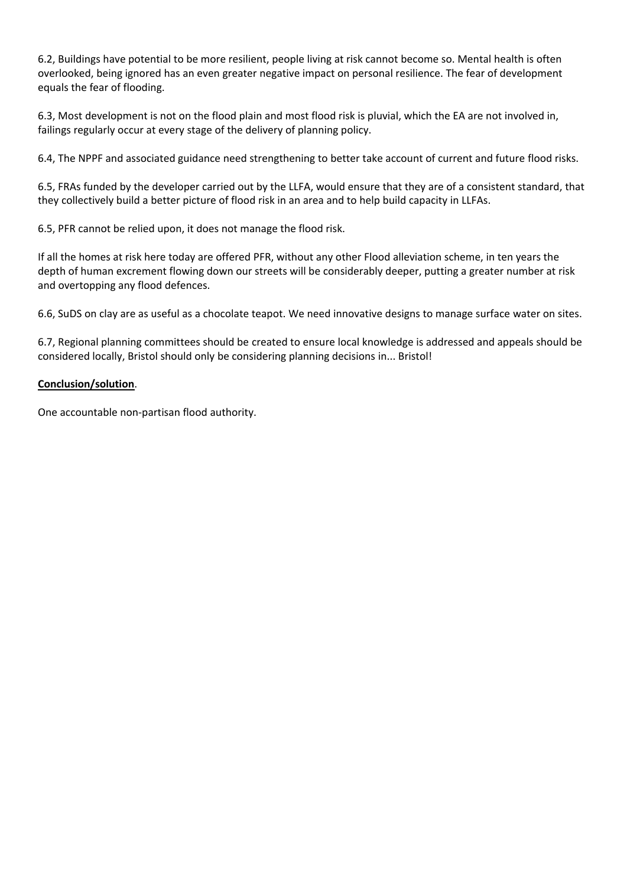6.2, Buildings have potential to be more resilient, people living at risk cannot become so. Mental health is often overlooked, being ignored has an even greater negative impact on personal resilience. The fear of development equals the fear of flooding.

6.3, Most development is not on the flood plain and most flood risk is pluvial, which the EA are not involved in, failings regularly occur at every stage of the delivery of planning policy.

6.4, The NPPF and associated guidance need strengthening to better take account of current and future flood risks.

6.5, FRAs funded by the developer carried out by the LLFA, would ensure that they are of a consistent standard, that they collectively build a better picture of flood risk in an area and to help build capacity in LLFAs.

6.5, PFR cannot be relied upon, it does not manage the flood risk.

If all the homes at risk here today are offered PFR, without any other Flood alleviation scheme, in ten years the depth of human excrement flowing down our streets will be considerably deeper, putting a greater number at risk and overtopping any flood defences.

6.6, SuDS on clay are as useful as a chocolate teapot. We need innovative designs to manage surface water on sites.

6.7, Regional planning committees should be created to ensure local knowledge is addressed and appeals should be considered locally, Bristol should only be considering planning decisions in... Bristol!

**Conclusion/solution**.

One accountable non-partisan flood authority.